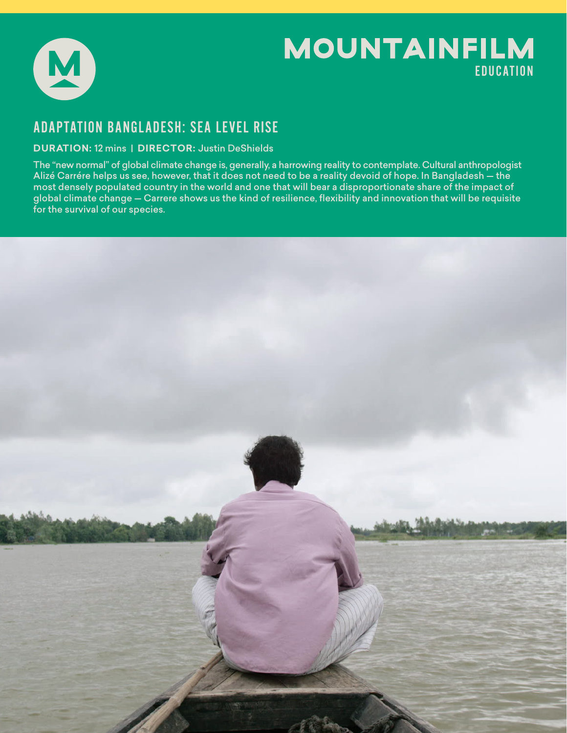# MOUNTAINFILM EDUCATION

## ADAPTATION BANGLADESH: SEA LEVEL RISE

**DURATION:** 12 mins | **DIRECTOR:** Justin DeShields

The "new normal" of global climate change is, generally, a harrowing reality to contemplate. Cultural anthropologist Alizé Carrére helps us see, however, that it does not need to be a reality devoid of hope. In Bangladesh — the most densely populated country in the world and one that will bear a disproportionate share of the impact of global climate change — Carrere shows us the kind of resilience, flexibility and innovation that will be requisite for the survival of our species.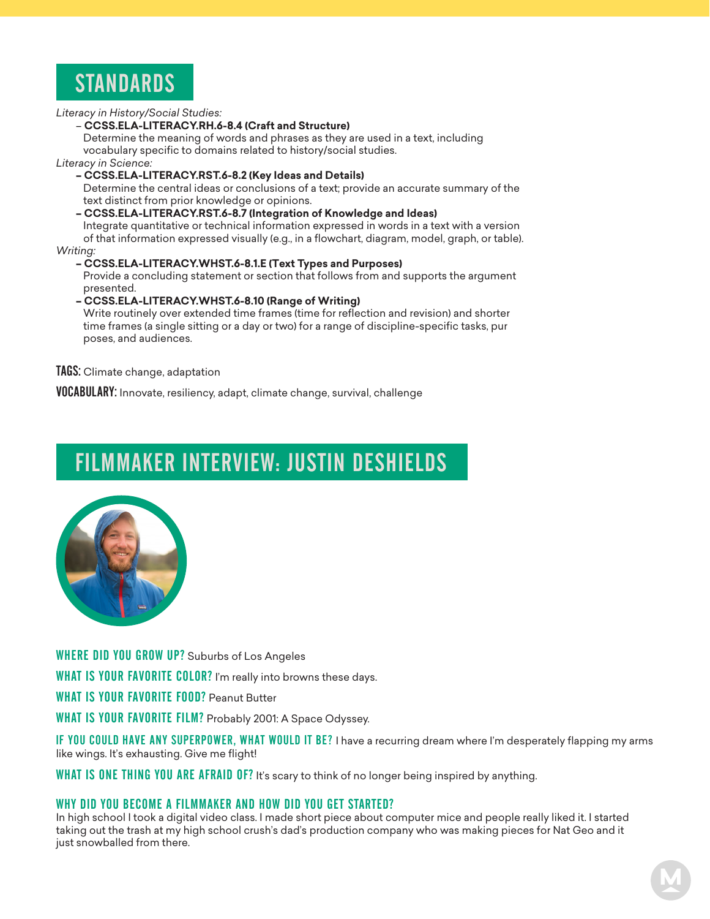## STANDARDS

*Literacy in History/Social Studies:*

- **CCSS.ELA-LITERACY.RH.6-8.4 (Craft and Structure)**
  Determine the meaning of words and phrases as they are used in a text, including vocabulary specific to domains related to history/social studies.

*Literacy in Science:*

- **CCSS.ELA-LITERACY.RST.6-8.2 (Key Ideas and Details)**
  Determine the central ideas or conclusions of a text; provide an accurate summary of the text distinct from prior knowledge or opinions.
- **CCSS.ELA-LITERACY.RST.6-8.7 (Integration of Knowledge and Ideas)**
  Integrate quantitative or technical information expressed in words in a text with a version of that information expressed visually (e.g., in a flowchart, diagram, model, graph, or table).

*Writing:*

- **CCSS.ELA-LITERACY.WHST.6-8.1.E (Text Types and Purposes)**
  Provide a concluding statement or section that follows from and supports the argument presented.
- **CCSS.ELA-LITERACY.WHST.6-8.10 (Range of Writing)**
  Write routinely over extended time frames (time for reflection and revision) and shorter time frames (a single sitting or a day or two) for a range of discipline-specific tasks, pur poses, and audiences.

**TAGS:** Climate change, adaptation

**VOCABULARY:** Innovate, resiliency, adapt, climate change, survival, challenge

## FILMMAKER INTERVIEW: JUSTIN DESHIELDS

**WHERE DID YOU GROW UP?** Suburbs of Los Angeles

**WHAT IS YOUR FAVORITE COLOR?** I'm really into browns these days.

**WHAT IS YOUR FAVORITE FOOD?** Peanut Butter

**WHAT IS YOUR FAVORITE FILM?** Probably 2001: A Space Odyssey.

**IF YOU COULD HAVE ANY SUPERPOWER, WHAT WOULD IT BE?** I have a recurring dream where I'm desperately flapping my arms like wings. It's exhausting. Give me flight!

**WHAT IS ONE THING YOU ARE AFRAID OF?** It's scary to think of no longer being inspired by anything.

**WHY DID YOU BECOME A FILMMAKER AND HOW DID YOU GET STARTED?**
In high school I took a digital video class. I made short piece about computer mice and people really liked it. I started taking out the trash at my high school crush's dad's production company who was making pieces for Nat Geo and it just snowballed from there.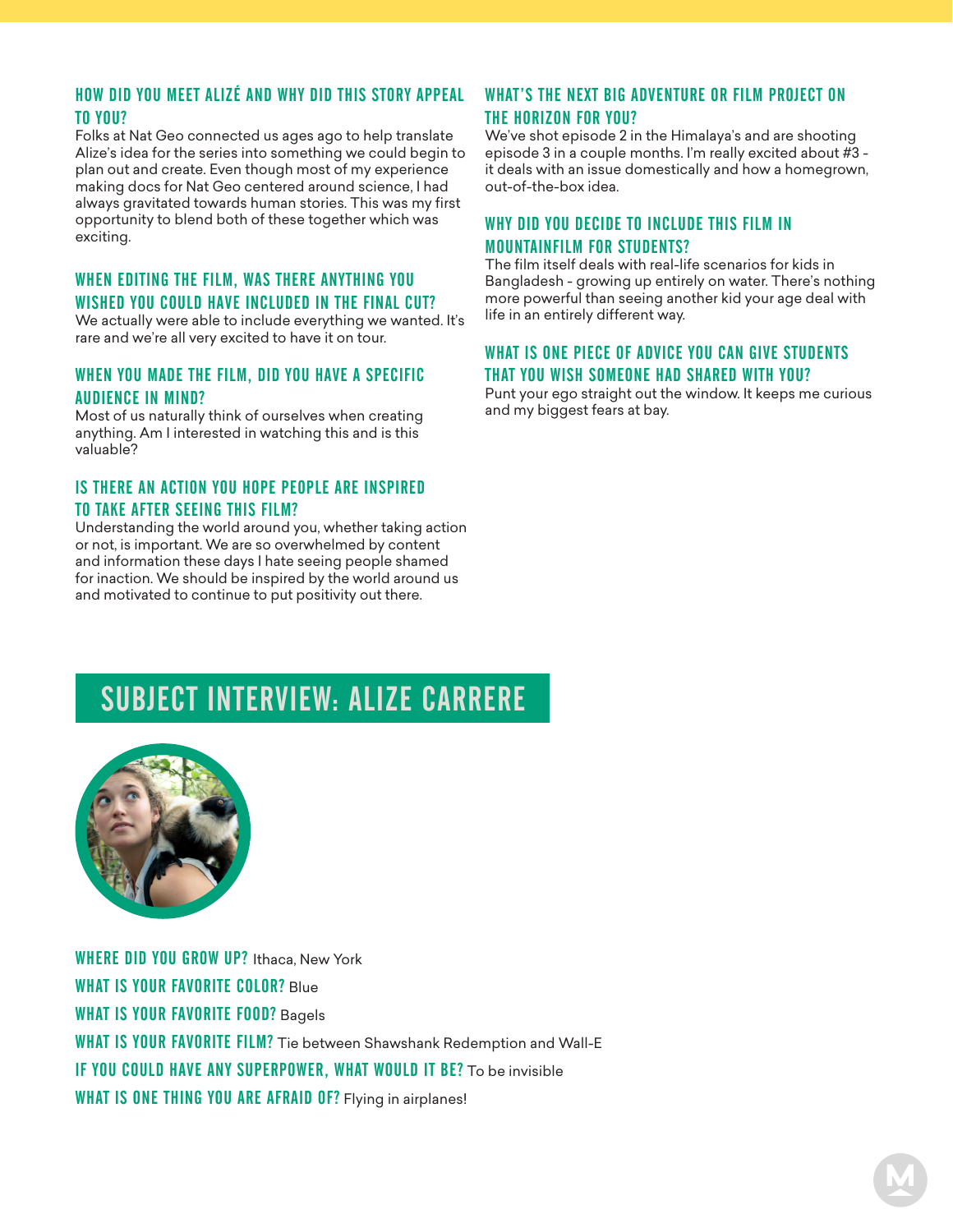### HOW DID YOU MEET ALIZÉ AND WHY DID THIS STORY APPEAL TO YOU?

Folks at Nat Geo connected us ages ago to help translate Alize's idea for the series into something we could begin to plan out and create. Even though most of my experience making docs for Nat Geo centered around science, I had always gravitated towards human stories. This was my first opportunity to blend both of these together which was exciting.

### WHEN EDITING THE FILM, WAS THERE ANYTHING YOU WISHED YOU COULD HAVE INCLUDED IN THE FINAL CUT?

We actually were able to include everything we wanted. It's rare and we're all very excited to have it on tour.

### WHEN YOU MADE THE FILM, DID YOU HAVE A SPECIFIC AUDIENCE IN MIND?

Most of us naturally think of ourselves when creating anything. Am I interested in watching this and is this valuable?

### IS THERE AN ACTION YOU HOPE PEOPLE ARE INSPIRED TO TAKE AFTER SEEING THIS FILM?

Understanding the world around you, whether taking action or not, is important. We are so overwhelmed by content and information these days I hate seeing people shamed for inaction. We should be inspired by the world around us and motivated to continue to put positivity out there.

### WHAT'S THE NEXT BIG ADVENTURE OR FILM PROJECT ON THE HORIZON FOR YOU?

We've shot episode 2 in the Himalaya's and are shooting episode 3 in a couple months. I'm really excited about #3 - it deals with an issue domestically and how a homegrown, out-of-the-box idea.

### WHY DID YOU DECIDE TO INCLUDE THIS FILM IN MOUNTAINFILM FOR STUDENTS?

The film itself deals with real-life scenarios for kids in Bangladesh - growing up entirely on water. There's nothing more powerful than seeing another kid your age deal with life in an entirely different way.

### WHAT IS ONE PIECE OF ADVICE YOU CAN GIVE STUDENTS THAT YOU WISH SOMEONE HAD SHARED WITH YOU?

Punt your ego straight out the window. It keeps me curious and my biggest fears at bay.

## SUBJECT INTERVIEW: ALIZE CARRERE

**WHERE DID YOU GROW UP?** Ithaca, New York

**WHAT IS YOUR FAVORITE COLOR?** Blue

**WHAT IS YOUR FAVORITE FOOD?** Bagels

**WHAT IS YOUR FAVORITE FILM?** Tie between Shawshank Redemption and Wall-E

**IF YOU COULD HAVE ANY SUPERPOWER, WHAT WOULD IT BE?** To be invisible

**WHAT IS ONE THING YOU ARE AFRAID OF?** Flying in airplanes!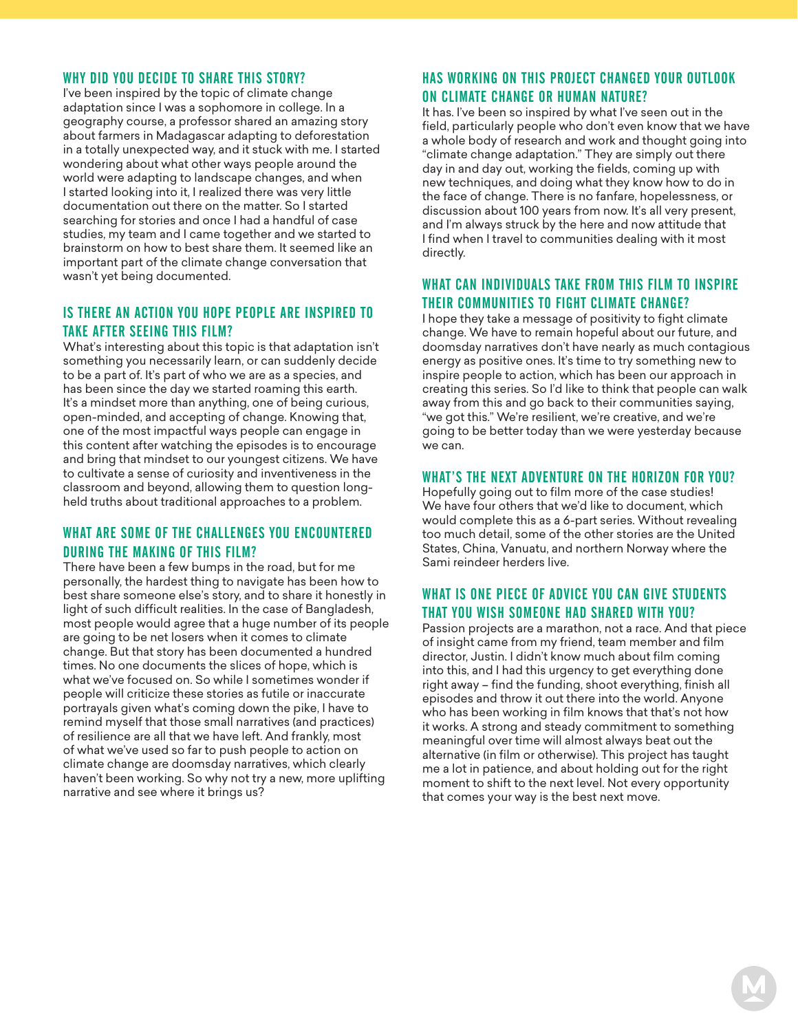## WHY DID YOU DECIDE TO SHARE THIS STORY?

I've been inspired by the topic of climate change adaptation since I was a sophomore in college. In a geography course, a professor shared an amazing story about farmers in Madagascar adapting to deforestation in a totally unexpected way, and it stuck with me. I started wondering about what other ways people around the world were adapting to landscape changes, and when I started looking into it, I realized there was very little documentation out there on the matter. So I started searching for stories and once I had a handful of case studies, my team and I came together and we started to brainstorm on how to best share them. It seemed like an important part of the climate change conversation that wasn't yet being documented.

## IS THERE AN ACTION YOU HOPE PEOPLE ARE INSPIRED TO TAKE AFTER SEEING THIS FILM?

What's interesting about this topic is that adaptation isn't something you necessarily learn, or can suddenly decide to be a part of. It's part of who we are as a species, and has been since the day we started roaming this earth. It's a mindset more than anything, one of being curious, open-minded, and accepting of change. Knowing that, one of the most impactful ways people can engage in this content after watching the episodes is to encourage and bring that mindset to our youngest citizens. We have to cultivate a sense of curiosity and inventiveness in the classroom and beyond, allowing them to question long-held truths about traditional approaches to a problem.

## WHAT ARE SOME OF THE CHALLENGES YOU ENCOUNTERED DURING THE MAKING OF THIS FILM?

There have been a few bumps in the road, but for me personally, the hardest thing to navigate has been how to best share someone else's story, and to share it honestly in light of such difficult realities. In the case of Bangladesh, most people would agree that a huge number of its people are going to be net losers when it comes to climate change. But that story has been documented a hundred times. No one documents the slices of hope, which is what we've focused on. So while I sometimes wonder if people will criticize these stories as futile or inaccurate portrayals given what's coming down the pike, I have to remind myself that those small narratives (and practices) of resilience are all that we have left. And frankly, most of what we've used so far to push people to action on climate change are doomsday narratives, which clearly haven't been working. So why not try a new, more uplifting narrative and see where it brings us?

## HAS WORKING ON THIS PROJECT CHANGED YOUR OUTLOOK ON CLIMATE CHANGE OR HUMAN NATURE?

It has. I've been so inspired by what I've seen out in the field, particularly people who don't even know that we have a whole body of research and work and thought going into "climate change adaptation." They are simply out there day in and day out, working the fields, coming up with new techniques, and doing what they know how to do in the face of change. There is no fanfare, hopelessness, or discussion about 100 years from now. It's all very present, and I'm always struck by the here and now attitude that I find when I travel to communities dealing with it most directly.

## WHAT CAN INDIVIDUALS TAKE FROM THIS FILM TO INSPIRE THEIR COMMUNITIES TO FIGHT CLIMATE CHANGE?

I hope they take a message of positivity to fight climate change. We have to remain hopeful about our future, and doomsday narratives don't have nearly as much contagious energy as positive ones. It's time to try something new to inspire people to action, which has been our approach in creating this series. So I'd like to think that people can walk away from this and go back to their communities saying, "we got this." We're resilient, we're creative, and we're going to be better today than we were yesterday because we can.

## WHAT'S THE NEXT ADVENTURE ON THE HORIZON FOR YOU?

Hopefully going out to film more of the case studies! We have four others that we'd like to document, which would complete this as a 6-part series. Without revealing too much detail, some of the other stories are the United States, China, Vanuatu, and northern Norway where the Sami reindeer herders live.

## WHAT IS ONE PIECE OF ADVICE YOU CAN GIVE STUDENTS THAT YOU WISH SOMEONE HAD SHARED WITH YOU?

Passion projects are a marathon, not a race. And that piece of insight came from my friend, team member and film director, Justin. I didn't know much about film coming into this, and I had this urgency to get everything done right away – find the funding, shoot everything, finish all episodes and throw it out there into the world. Anyone who has been working in film knows that that's not how it works. A strong and steady commitment to something meaningful over time will almost always beat out the alternative (in film or otherwise). This project has taught me a lot in patience, and about holding out for the right moment to shift to the next level. Not every opportunity that comes your way is the best next move.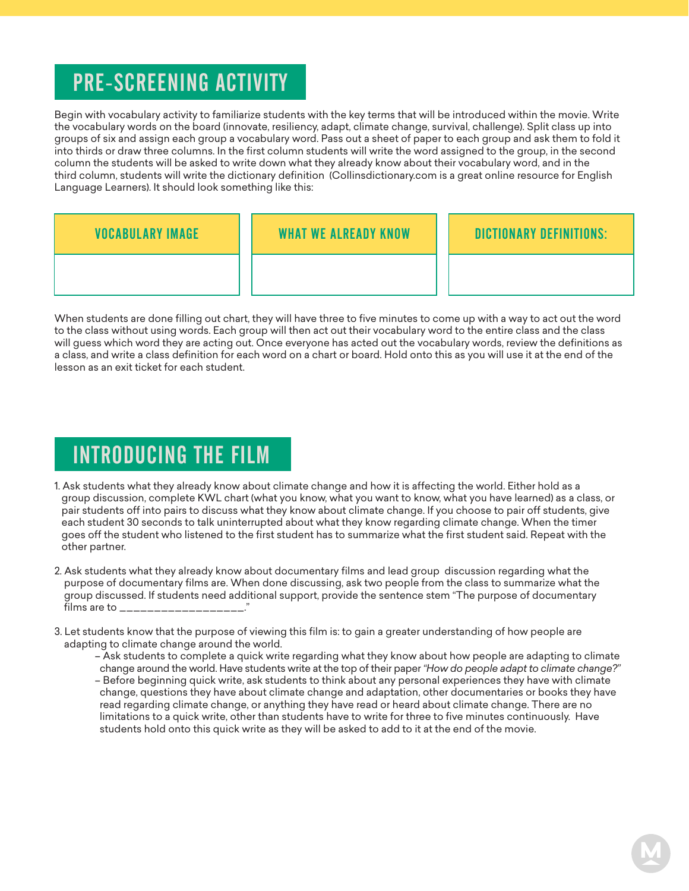## PRE-SCREENING ACTIVITY

Begin with vocabulary activity to familiarize students with the key terms that will be introduced within the movie. Write the vocabulary words on the board (innovate, resiliency, adapt, climate change, survival, challenge). Split class up into groups of six and assign each group a vocabulary word. Pass out a sheet of paper to each group and ask them to fold it into thirds or draw three columns. In the first column students will write the word assigned to the group, in the second column the students will be asked to write down what they already know about their vocabulary word, and in the third column, students will write the dictionary definition (Collinsdictionary.com is a great online resource for English Language Learners). It should look something like this:

| VOCABULARY IMAGE | WHAT WE ALREADY KNOW | DICTIONARY DEFINITIONS: |
|---|---|---|
| | | |

When students are done filling out chart, they will have three to five minutes to come up with a way to act out the word to the class without using words. Each group will then act out their vocabulary word to the entire class and the class will guess which word they are acting out. Once everyone has acted out the vocabulary words, review the definitions as a class, and write a class definition for each word on a chart or board. Hold onto this as you will use it at the end of the lesson as an exit ticket for each student.

## INTRODUCING THE FILM

1. Ask students what they already know about climate change and how it is affecting the world. Either hold as a group discussion, complete KWL chart (what you know, what you want to know, what you have learned) as a class, or pair students off into pairs to discuss what they know about climate change. If you choose to pair off students, give each student 30 seconds to talk uninterrupted about what they know regarding climate change. When the timer goes off the student who listened to the first student has to summarize what the first student said. Repeat with the other partner.

2. Ask students what they already know about documentary films and lead group discussion regarding what the purpose of documentary films are. When done discussing, ask two people from the class to summarize what the group discussed. If students need additional support, provide the sentence stem "The purpose of documentary films are to ___________________."

3. Let students know that the purpose of viewing this film is: to gain a greater understanding of how people are adapting to climate change around the world.
   - Ask students to complete a quick write regarding what they know about how people are adapting to climate change around the world. Have students write at the top of their paper *"How do people adapt to climate change?"*
   - Before beginning quick write, ask students to think about any personal experiences they have with climate change, questions they have about climate change and adaptation, other documentaries or books they have read regarding climate change, or anything they have read or heard about climate change. There are no limitations to a quick write, other than students have to write for three to five minutes continuously. Have students hold onto this quick write as they will be asked to add to it at the end of the movie.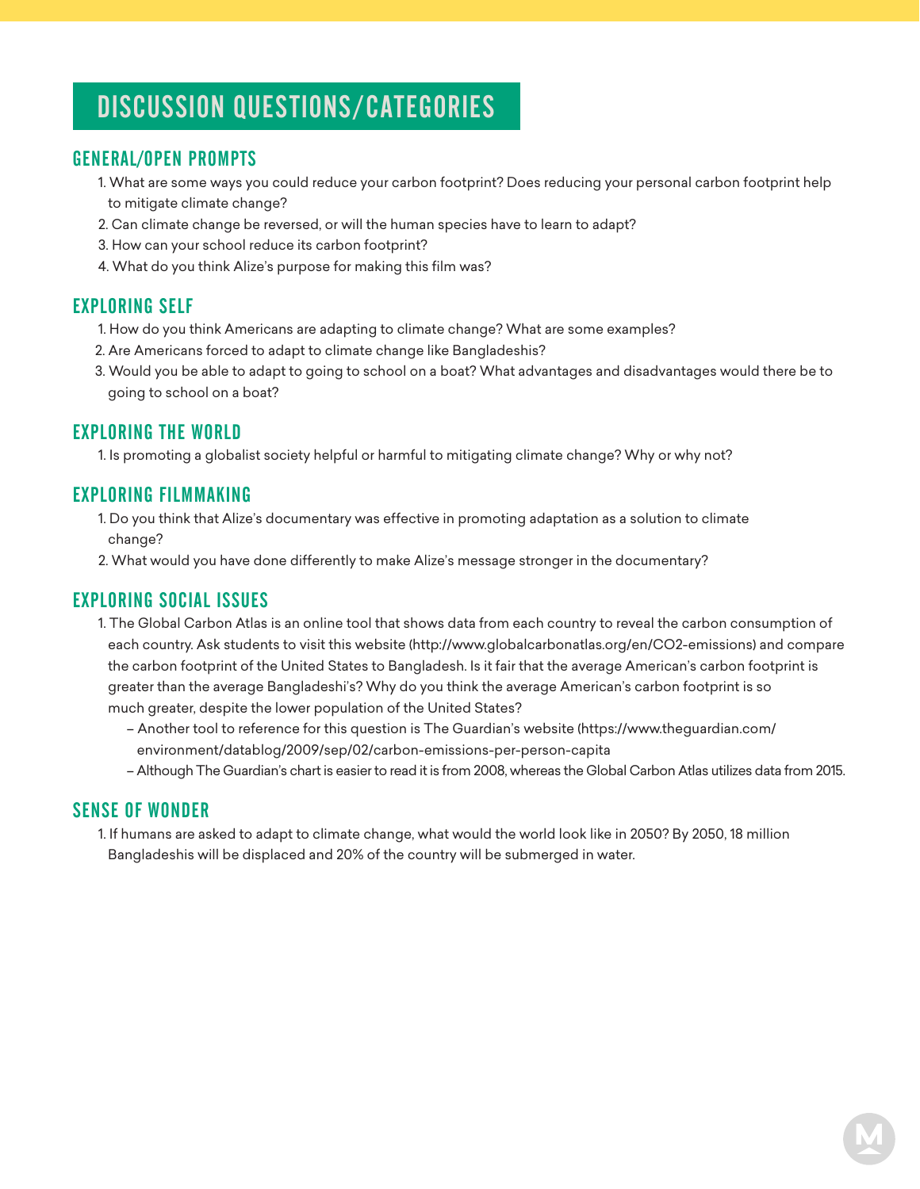# DISCUSSION QUESTIONS/CATEGORIES

## GENERAL/OPEN PROMPTS

1. What are some ways you could reduce your carbon footprint? Does reducing your personal carbon footprint help to mitigate climate change?
2. Can climate change be reversed, or will the human species have to learn to adapt?
3. How can your school reduce its carbon footprint?
4. What do you think Alize's purpose for making this film was?

## EXPLORING SELF

1. How do you think Americans are adapting to climate change? What are some examples?
2. Are Americans forced to adapt to climate change like Bangladeshis?
3. Would you be able to adapt to going to school on a boat? What advantages and disadvantages would there be to going to school on a boat?

## EXPLORING THE WORLD

1. Is promoting a globalist society helpful or harmful to mitigating climate change? Why or why not?

## EXPLORING FILMMAKING

1. Do you think that Alize's documentary was effective in promoting adaptation as a solution to climate change?
2. What would you have done differently to make Alize's message stronger in the documentary?

## EXPLORING SOCIAL ISSUES

1. The Global Carbon Atlas is an online tool that shows data from each country to reveal the carbon consumption of each country. Ask students to visit this website (http://www.globalcarbonatlas.org/en/CO2-emissions) and compare the carbon footprint of the United States to Bangladesh. Is it fair that the average American's carbon footprint is greater than the average Bangladeshi's? Why do you think the average American's carbon footprint is so much greater, despite the lower population of the United States?
   - Another tool to reference for this question is The Guardian's website (https://www.theguardian.com/environment/datablog/2009/sep/02/carbon-emissions-per-person-capita
   - Although The Guardian's chart is easier to read it is from 2008, whereas the Global Carbon Atlas utilizes data from 2015.

## SENSE OF WONDER

1. If humans are asked to adapt to climate change, what would the world look like in 2050? By 2050, 18 million Bangladeshis will be displaced and 20% of the country will be submerged in water.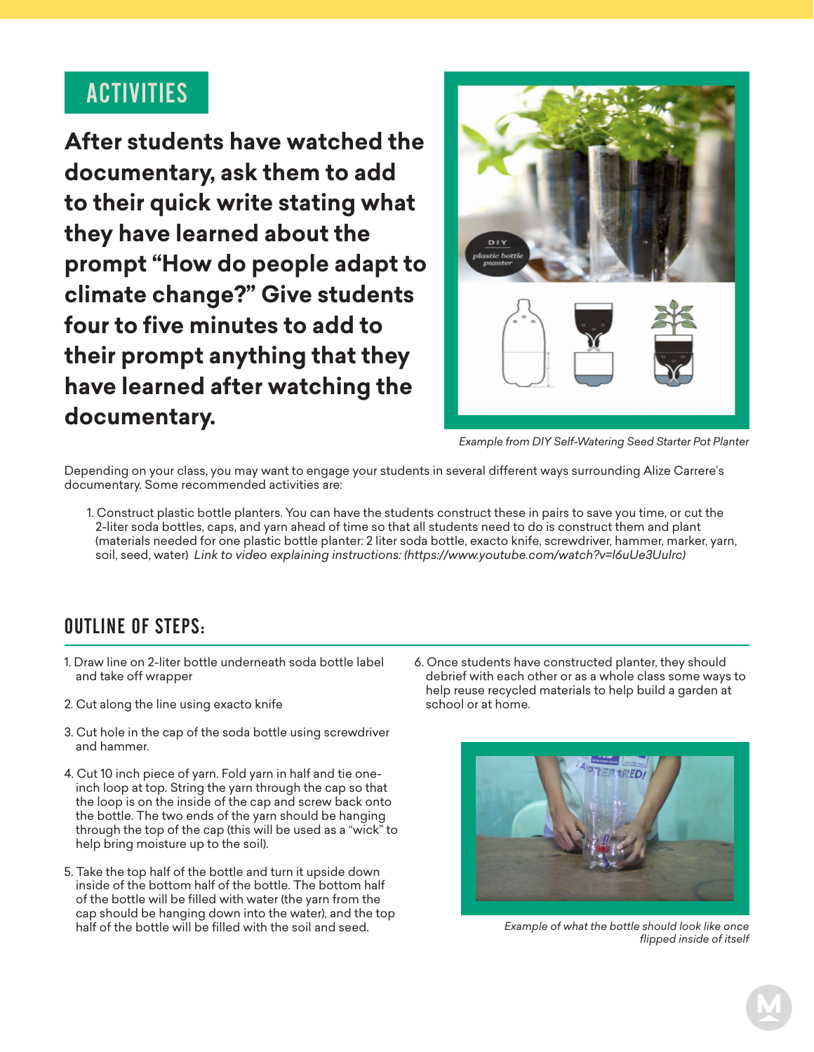## ACTIVITIES

**After students have watched the documentary, ask them to add to their quick write stating what they have learned about the prompt "How do people adapt to climate change?" Give students four to five minutes to add to their prompt anything that they have learned after watching the documentary.**

*Example from DIY Self-Watering Seed Starter Pot Planter*

Depending on your class, you may want to engage your students in several different ways surrounding Alize Carrere's documentary. Some recommended activities are:

1. Construct plastic bottle planters. You can have the students construct these in pairs to save you time, or cut the 2-liter soda bottles, caps, and yarn ahead of time so that all students need to do is construct them and plant (materials needed for one plastic bottle planter: 2 liter soda bottle, exacto knife, screwdriver, hammer, marker, yarn, soil, seed, water) *Link to video explaining instructions: (https://www.youtube.com/watch?v=l6uUe3UuIrc)*

## OUTLINE OF STEPS:

1. Draw line on 2-liter bottle underneath soda bottle label and take off wrapper
2. Cut along the line using exacto knife
3. Cut hole in the cap of the soda bottle using screwdriver and hammer.
4. Cut 10 inch piece of yarn. Fold yarn in half and tie one-inch loop at top. String the yarn through the cap so that the loop is on the inside of the cap and screw back onto the bottle. The two ends of the yarn should be hanging through the top of the cap (this will be used as a "wick" to help bring moisture up to the soil).
5. Take the top half of the bottle and turn it upside down inside of the bottom half of the bottle. The bottom half of the bottle will be filled with water (the yarn from the cap should be hanging down into the water), and the top half of the bottle will be filled with the soil and seed.
6. Once students have constructed planter, they should debrief with each other or as a whole class some ways to help reuse recycled materials to help build a garden at school or at home.

*Example of what the bottle should look like once flipped inside of itself*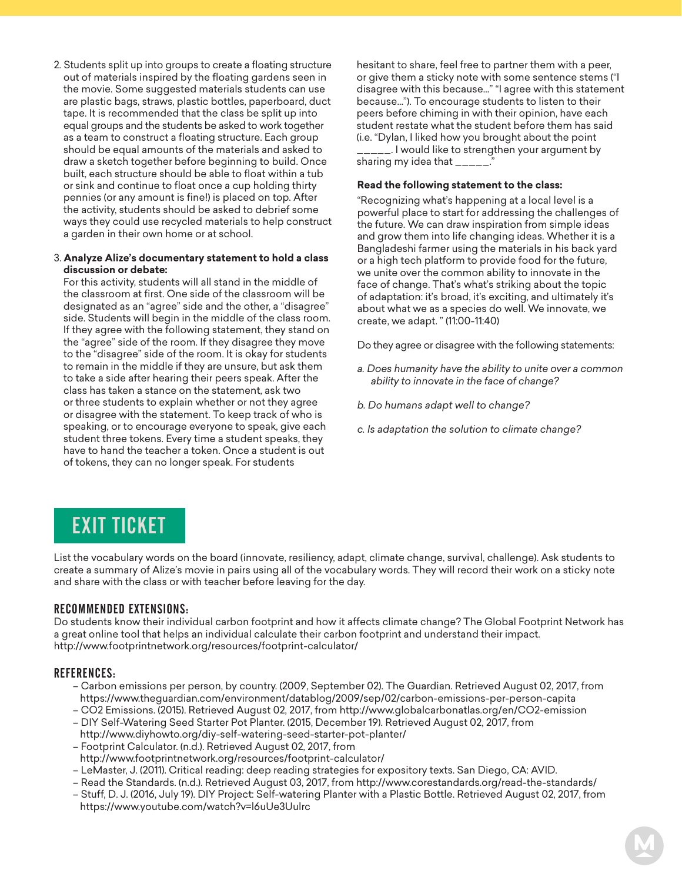2. Students split up into groups to create a floating structure out of materials inspired by the floating gardens seen in the movie. Some suggested materials students can use are plastic bags, straws, plastic bottles, paperboard, duct tape. It is recommended that the class be split up into equal groups and the students be asked to work together as a team to construct a floating structure. Each group should be equal amounts of the materials and asked to draw a sketch together before beginning to build. Once built, each structure should be able to float within a tub or sink and continue to float once a cup holding thirty pennies (or any amount is fine!) is placed on top. After the activity, students should be asked to debrief some ways they could use recycled materials to help construct a garden in their own home or at school.

3. **Analyze Alize's documentary statement to hold a class discussion or debate:**
   For this activity, students will all stand in the middle of the classroom at first. One side of the classroom will be designated as an "agree" side and the other, a "disagree" side. Students will begin in the middle of the class room. If they agree with the following statement, they stand on the "agree" side of the room. If they disagree they move to the "disagree" side of the room. It is okay for students to remain in the middle if they are unsure, but ask them to take a side after hearing their peers speak. After the class has taken a stance on the statement, ask two or three students to explain whether or not they agree or disagree with the statement. To keep track of who is speaking, or to encourage everyone to speak, give each student three tokens. Every time a student speaks, they have to hand the teacher a token. Once a student is out of tokens, they can no longer speak. For students hesitant to share, feel free to partner them with a peer, or give them a sticky note with some sentence stems ("I disagree with this because..." "I agree with this statement because..."). To encourage students to listen to their peers before chiming in with their opinion, have each student restate what the student before them has said (i.e. "Dylan, I liked how you brought about the point _____. I would like to strengthen your argument by sharing my idea that _____."

   **Read the following statement to the class:**

   "Recognizing what's happening at a local level is a powerful place to start for addressing the challenges of the future. We can draw inspiration from simple ideas and grow them into life changing ideas. Whether it is a Bangladeshi farmer using the materials in his back yard or a high tech platform to provide food for the future, we unite over the common ability to innovate in the face of change. That's what's striking about the topic of adaptation: it's broad, it's exciting, and ultimately it's about what we as a species do well. We innovate, we create, we adapt. " (11:00-11:40)

   Do they agree or disagree with the following statements:

   *a. Does humanity have the ability to unite over a common ability to innovate in the face of change?*

   *b. Do humans adapt well to change?*

   *c. Is adaptation the solution to climate change?*

## EXIT TICKET

List the vocabulary words on the board (innovate, resiliency, adapt, climate change, survival, challenge). Ask students to create a summary of Alize's movie in pairs using all of the vocabulary words. They will record their work on a sticky note and share with the class or with teacher before leaving for the day.

### RECOMMENDED EXTENSIONS:

Do students know their individual carbon footprint and how it affects climate change? The Global Footprint Network has a great online tool that helps an individual calculate their carbon footprint and understand their impact. http://www.footprintnetwork.org/resources/footprint-calculator/

### REFERENCES:

- Carbon emissions per person, by country. (2009, September 02). The Guardian. Retrieved August 02, 2017, from https://www.theguardian.com/environment/datablog/2009/sep/02/carbon-emissions-per-person-capita
- CO2 Emissions. (2015). Retrieved August 02, 2017, from http://www.globalcarbonatlas.org/en/CO2-emission
- DIY Self-Watering Seed Starter Pot Planter. (2015, December 19). Retrieved August 02, 2017, from http://www.diyhowto.org/diy-self-watering-seed-starter-pot-planter/
- Footprint Calculator. (n.d.). Retrieved August 02, 2017, from http://www.footprintnetwork.org/resources/footprint-calculator/
- LeMaster, J. (2011). Critical reading: deep reading strategies for expository texts. San Diego, CA: AVID.
- Read the Standards. (n.d.). Retrieved August 03, 2017, from http://www.corestandards.org/read-the-standards/
- Stuff, D. J. (2016, July 19). DIY Project: Self-watering Planter with a Plastic Bottle. Retrieved August 02, 2017, from https://www.youtube.com/watch?v=l6uUe3UuIrc